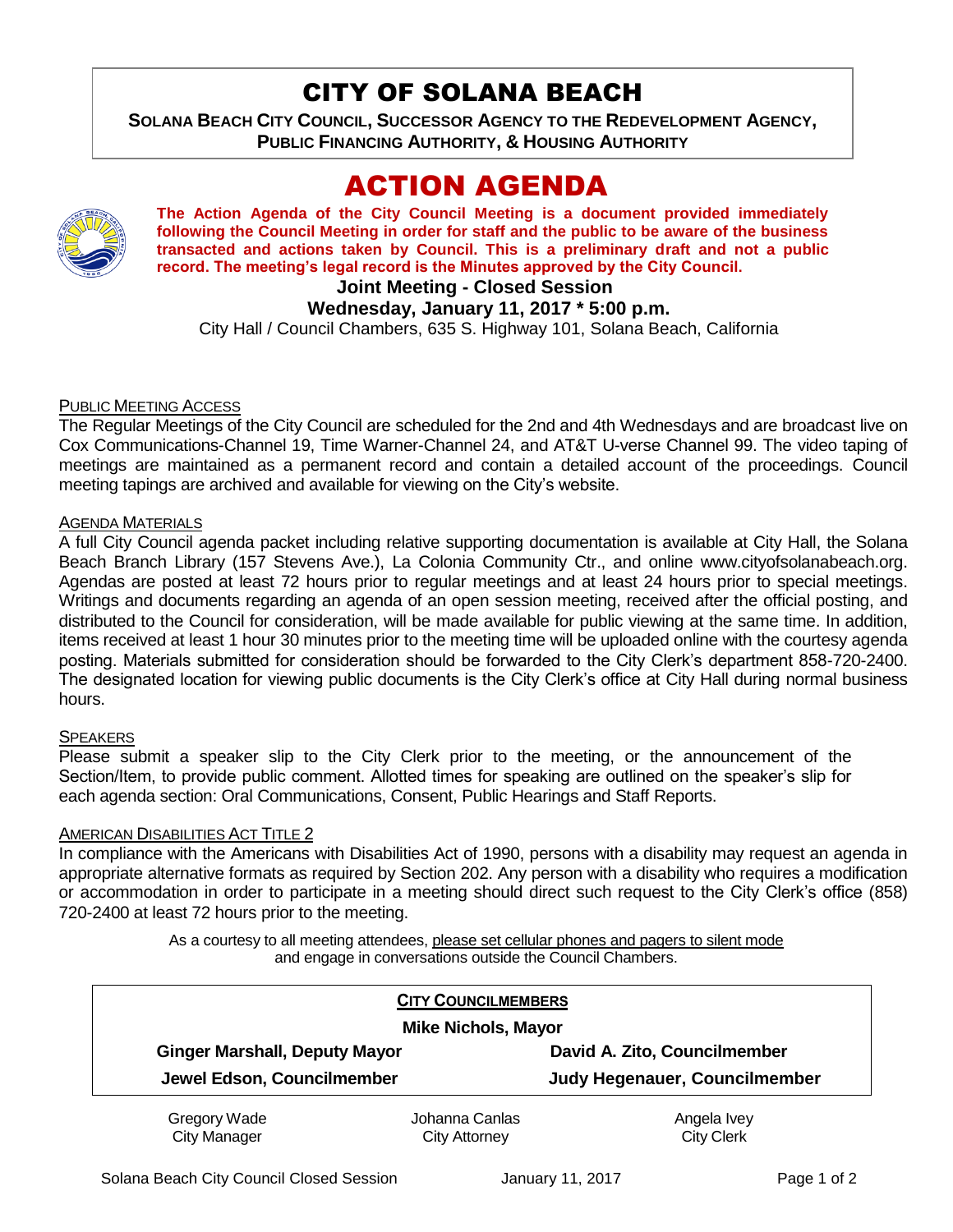# CITY OF SOLANA BEACH

**SOLANA BEACH CITY COUNCIL, SUCCESSOR AGENCY TO THE REDEVELOPMENT AGENCY, PUBLIC FINANCING AUTHORITY, & HOUSING AUTHORITY**

# ACTION AGENDA

**The Action Agenda of the City Council Meeting is a document provided immediately following the Council Meeting in order for staff and the public to be aware of the business transacted and actions taken by Council. This is a preliminary draft and not a public record. The meeting's legal record is the Minutes approved by the City Council.**

**Joint Meeting - Closed Session**

**Wednesday, January 11, 2017 * 5:00 p.m.**

City Hall / Council Chambers, 635 S. Highway 101, Solana Beach, California

PUBLIC MEETING ACCESS

The Regular Meetings of the City Council are scheduled for the 2nd and 4th Wednesdays and are broadcast live on Cox Communications-Channel 19, Time Warner-Channel 24, and AT&T U-verse Channel 99. The video taping of meetings are maintained as a permanent record and contain a detailed account of the proceedings. Council meeting tapings are archived and available for viewing on the City's website.

AGENDA MATERIALS

A full City Council agenda packet including relative supporting documentation is available at City Hall, the Solana Beach Branch Library (157 Stevens Ave.), La Colonia Community Ctr., and online www.cityofsolanabeach.org. Agendas are posted at least 72 hours prior to regular meetings and at least 24 hours prior to special meetings. Writings and documents regarding an agenda of an open session meeting, received after the official posting, and distributed to the Council for consideration, will be made available for public viewing at the same time. In addition, items received at least 1 hour 30 minutes prior to the meeting time will be uploaded online with the courtesy agenda posting. Materials submitted for consideration should be forwarded to the City Clerk's department 858-720-2400. The designated location for viewing public documents is the City Clerk's office at City Hall during normal business hours.

SPEAKERS

Please submit a speaker slip to the City Clerk prior to the meeting, or the announcement of the Section/Item, to provide public comment. Allotted times for speaking are outlined on the speaker's slip for each agenda section: Oral Communications, Consent, Public Hearings and Staff Reports.

AMERICAN DISABILITIES ACT TITLE 2

In compliance with the Americans with Disabilities Act of 1990, persons with a disability may request an agenda in appropriate alternative formats as required by Section 202. Any person with a disability who requires a modification or accommodation in order to participate in a meeting should direct such request to the City Clerk's office (858) 720-2400 at least 72 hours prior to the meeting.

As a courtesy to all meeting attendees, please set cellular phones and pagers to silent mode and engage in conversations outside the Council Chambers.

**CITY COUNCILMEMBERS**

**Mike Nichols, Mayor**

| | |
|---|---|
| **Ginger Marshall, Deputy Mayor** | **David A. Zito, Councilmember** |
| **Jewel Edson, Councilmember** | **Judy Hegenauer, Councilmember** |

| | | |
|---|---|---|
| Gregory Wade<br>City Manager | Johanna Canlas<br>City Attorney | Angela Ivey<br>City Clerk |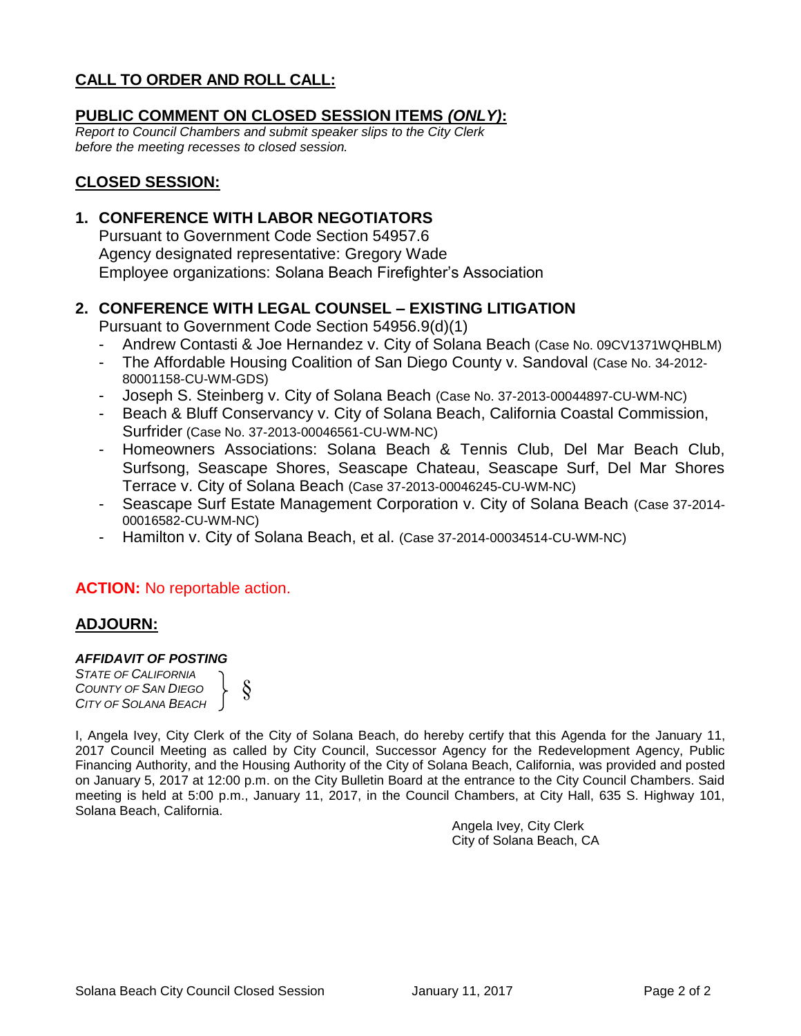## CALL TO ORDER AND ROLL CALL:

## PUBLIC COMMENT ON CLOSED SESSION ITEMS *(ONLY)*:

*Report to Council Chambers and submit speaker slips to the City Clerk before the meeting recesses to closed session.*

## CLOSED SESSION:

### 1. CONFERENCE WITH LABOR NEGOTIATORS

Pursuant to Government Code Section 54957.6
Agency designated representative: Gregory Wade
Employee organizations: Solana Beach Firefighter's Association

### 2. CONFERENCE WITH LEGAL COUNSEL – EXISTING LITIGATION

Pursuant to Government Code Section 54956.9(d)(1)

- Andrew Contasti & Joe Hernandez v. City of Solana Beach (Case No. 09CV1371WQHBLM)
- The Affordable Housing Coalition of San Diego County v. Sandoval (Case No. 34-2012-80001158-CU-WM-GDS)
- Joseph S. Steinberg v. City of Solana Beach (Case No. 37-2013-00044897-CU-WM-NC)
- Beach & Bluff Conservancy v. City of Solana Beach, California Coastal Commission, Surfrider (Case No. 37-2013-00046561-CU-WM-NC)
- Homeowners Associations: Solana Beach & Tennis Club, Del Mar Beach Club, Surfsong, Seascape Shores, Seascape Chateau, Seascape Surf, Del Mar Shores Terrace v. City of Solana Beach (Case 37-2013-00046245-CU-WM-NC)
- Seascape Surf Estate Management Corporation v. City of Solana Beach (Case 37-2014-00016582-CU-WM-NC)
- Hamilton v. City of Solana Beach, et al. (Case 37-2014-00034514-CU-WM-NC)

**ACTION:** No reportable action.

## ADJOURN:

***AFFIDAVIT OF POSTING***

*STATE OF CALIFORNIA*
*COUNTY OF SAN DIEGO* §
*CITY OF SOLANA BEACH*

I, Angela Ivey, City Clerk of the City of Solana Beach, do hereby certify that this Agenda for the January 11, 2017 Council Meeting as called by City Council, Successor Agency for the Redevelopment Agency, Public Financing Authority, and the Housing Authority of the City of Solana Beach, California, was provided and posted on January 5, 2017 at 12:00 p.m. on the City Bulletin Board at the entrance to the City Council Chambers. Said meeting is held at 5:00 p.m., January 11, 2017, in the Council Chambers, at City Hall, 635 S. Highway 101, Solana Beach, California.

Angela Ivey, City Clerk
City of Solana Beach, CA